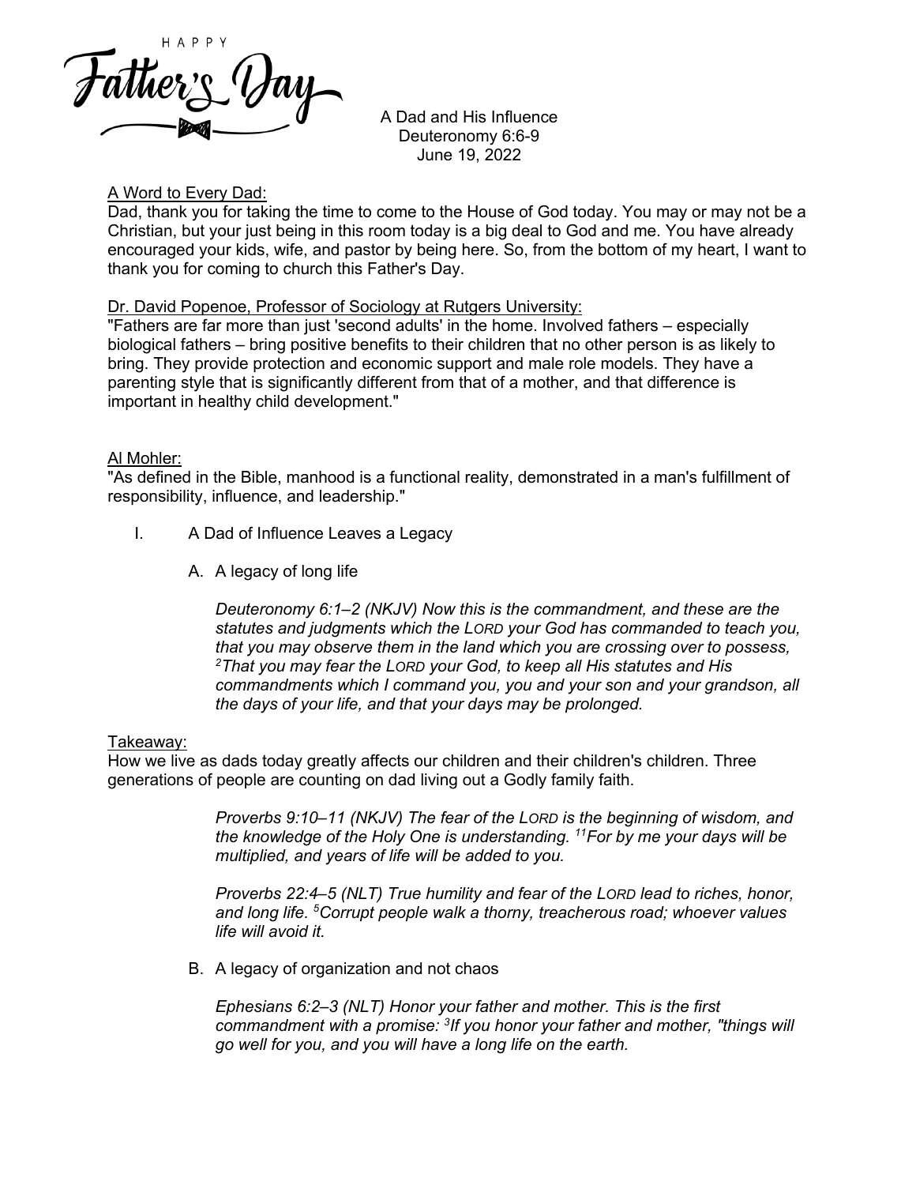HAPPY

# Father's Day

A Dad and His Influence
Deuteronomy 6:6-9
June 19, 2022

<u>A Word to Every Dad:</u>
Dad, thank you for taking the time to come to the House of God today. You may or may not be a Christian, but your just being in this room today is a big deal to God and me. You have already encouraged your kids, wife, and pastor by being here. So, from the bottom of my heart, I want to thank you for coming to church this Father's Day.

<u>Dr. David Popenoe, Professor of Sociology at Rutgers University:</u>
"Fathers are far more than just 'second adults' in the home. Involved fathers – especially biological fathers – bring positive benefits to their children that no other person is as likely to bring. They provide protection and economic support and male role models. They have a parenting style that is significantly different from that of a mother, and that difference is important in healthy child development."

<u>Al Mohler:</u>
"As defined in the Bible, manhood is a functional reality, demonstrated in a man's fulfillment of responsibility, influence, and leadership."

I. A Dad of Influence Leaves a Legacy

   A. A legacy of long life

      *Deuteronomy 6:1–2 (NKJV) Now this is the commandment, and these are the statutes and judgments which the LORD your God has commanded to teach you, that you may observe them in the land which you are crossing over to possess, [2]That you may fear the LORD your God, to keep all His statutes and His commandments which I command you, you and your son and your grandson, all the days of your life, and that your days may be prolonged.*

<u>Takeaway:</u>
How we live as dads today greatly affects our children and their children's children. Three generations of people are counting on dad living out a Godly family faith.

      *Proverbs 9:10–11 (NKJV) The fear of the LORD is the beginning of wisdom, and the knowledge of the Holy One is understanding. [11]For by me your days will be multiplied, and years of life will be added to you.*

      *Proverbs 22:4–5 (NLT) True humility and fear of the LORD lead to riches, honor, and long life. [5]Corrupt people walk a thorny, treacherous road; whoever values life will avoid it.*

   B. A legacy of organization and not chaos

      *Ephesians 6:2–3 (NLT) Honor your father and mother. This is the first commandment with a promise: [3]If you honor your father and mother, "things will go well for you, and you will have a long life on the earth.*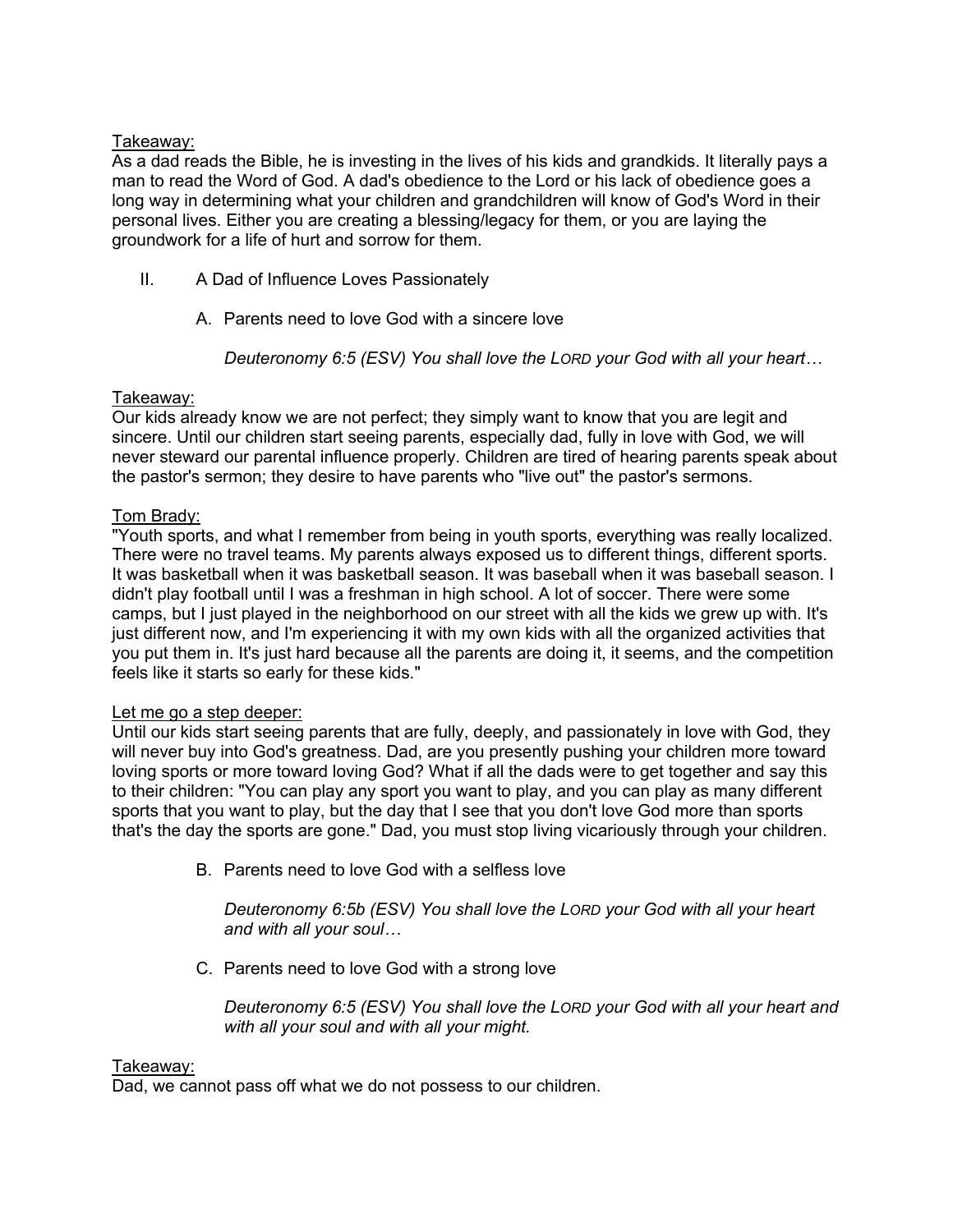Takeaway:
As a dad reads the Bible, he is investing in the lives of his kids and grandkids. It literally pays a man to read the Word of God. A dad's obedience to the Lord or his lack of obedience goes a long way in determining what your children and grandchildren will know of God's Word in their personal lives. Either you are creating a blessing/legacy for them, or you are laying the groundwork for a life of hurt and sorrow for them.

II. A Dad of Influence Loves Passionately

A. Parents need to love God with a sincere love

*Deuteronomy 6:5 (ESV) You shall love the LORD your God with all your heart…*

Takeaway:
Our kids already know we are not perfect; they simply want to know that you are legit and sincere. Until our children start seeing parents, especially dad, fully in love with God, we will never steward our parental influence properly. Children are tired of hearing parents speak about the pastor's sermon; they desire to have parents who "live out" the pastor's sermons.

Tom Brady:
"Youth sports, and what I remember from being in youth sports, everything was really localized. There were no travel teams. My parents always exposed us to different things, different sports. It was basketball when it was basketball season. It was baseball when it was baseball season. I didn't play football until I was a freshman in high school. A lot of soccer. There were some camps, but I just played in the neighborhood on our street with all the kids we grew up with. It's just different now, and I'm experiencing it with my own kids with all the organized activities that you put them in. It's just hard because all the parents are doing it, it seems, and the competition feels like it starts so early for these kids."

Let me go a step deeper:
Until our kids start seeing parents that are fully, deeply, and passionately in love with God, they will never buy into God's greatness. Dad, are you presently pushing your children more toward loving sports or more toward loving God? What if all the dads were to get together and say this to their children: "You can play any sport you want to play, and you can play as many different sports that you want to play, but the day that I see that you don't love God more than sports that's the day the sports are gone." Dad, you must stop living vicariously through your children.

B. Parents need to love God with a selfless love

*Deuteronomy 6:5b (ESV) You shall love the LORD your God with all your heart and with all your soul…*

C. Parents need to love God with a strong love

*Deuteronomy 6:5 (ESV) You shall love the LORD your God with all your heart and with all your soul and with all your might.*

Takeaway:
Dad, we cannot pass off what we do not possess to our children.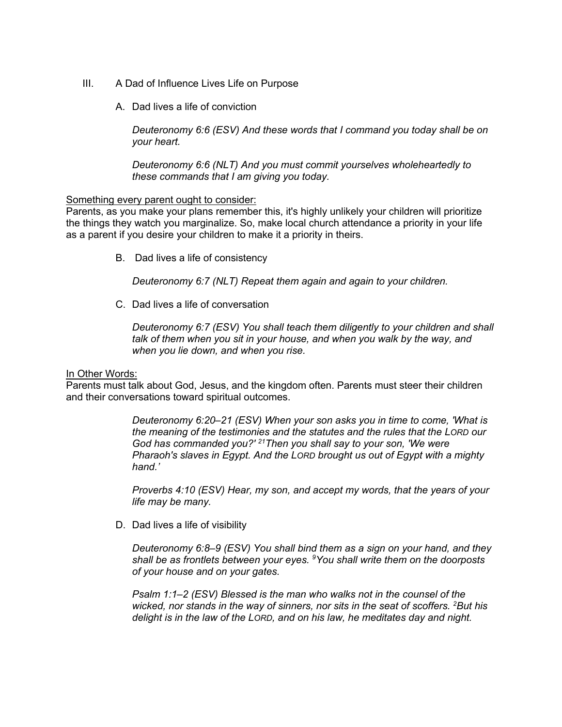III. A Dad of Influence Lives Life on Purpose

A. Dad lives a life of conviction

*Deuteronomy 6:6 (ESV) And these words that I command you today shall be on your heart.*

*Deuteronomy 6:6 (NLT) And you must commit yourselves wholeheartedly to these commands that I am giving you today.*

<u>Something every parent ought to consider:</u>
Parents, as you make your plans remember this, it's highly unlikely your children will prioritize the things they watch you marginalize. So, make local church attendance a priority in your life as a parent if you desire your children to make it a priority in theirs.

B. Dad lives a life of consistency

*Deuteronomy 6:7 (NLT) Repeat them again and again to your children.*

C. Dad lives a life of conversation

*Deuteronomy 6:7 (ESV) You shall teach them diligently to your children and shall talk of them when you sit in your house, and when you walk by the way, and when you lie down, and when you rise.*

<u>In Other Words:</u>
Parents must talk about God, Jesus, and the kingdom often. Parents must steer their children and their conversations toward spiritual outcomes.

*Deuteronomy 6:20–21 (ESV) When your son asks you in time to come, 'What is the meaning of the testimonies and the statutes and the rules that the LORD our God has commanded you?' [21]Then you shall say to your son, 'We were Pharaoh's slaves in Egypt. And the LORD brought us out of Egypt with a mighty hand.'*

*Proverbs 4:10 (ESV) Hear, my son, and accept my words, that the years of your life may be many.*

D. Dad lives a life of visibility

*Deuteronomy 6:8–9 (ESV) You shall bind them as a sign on your hand, and they shall be as frontlets between your eyes. [9]You shall write them on the doorposts of your house and on your gates.*

*Psalm 1:1–2 (ESV) Blessed is the man who walks not in the counsel of the wicked, nor stands in the way of sinners, nor sits in the seat of scoffers. [2]But his delight is in the law of the LORD, and on his law, he meditates day and night.*